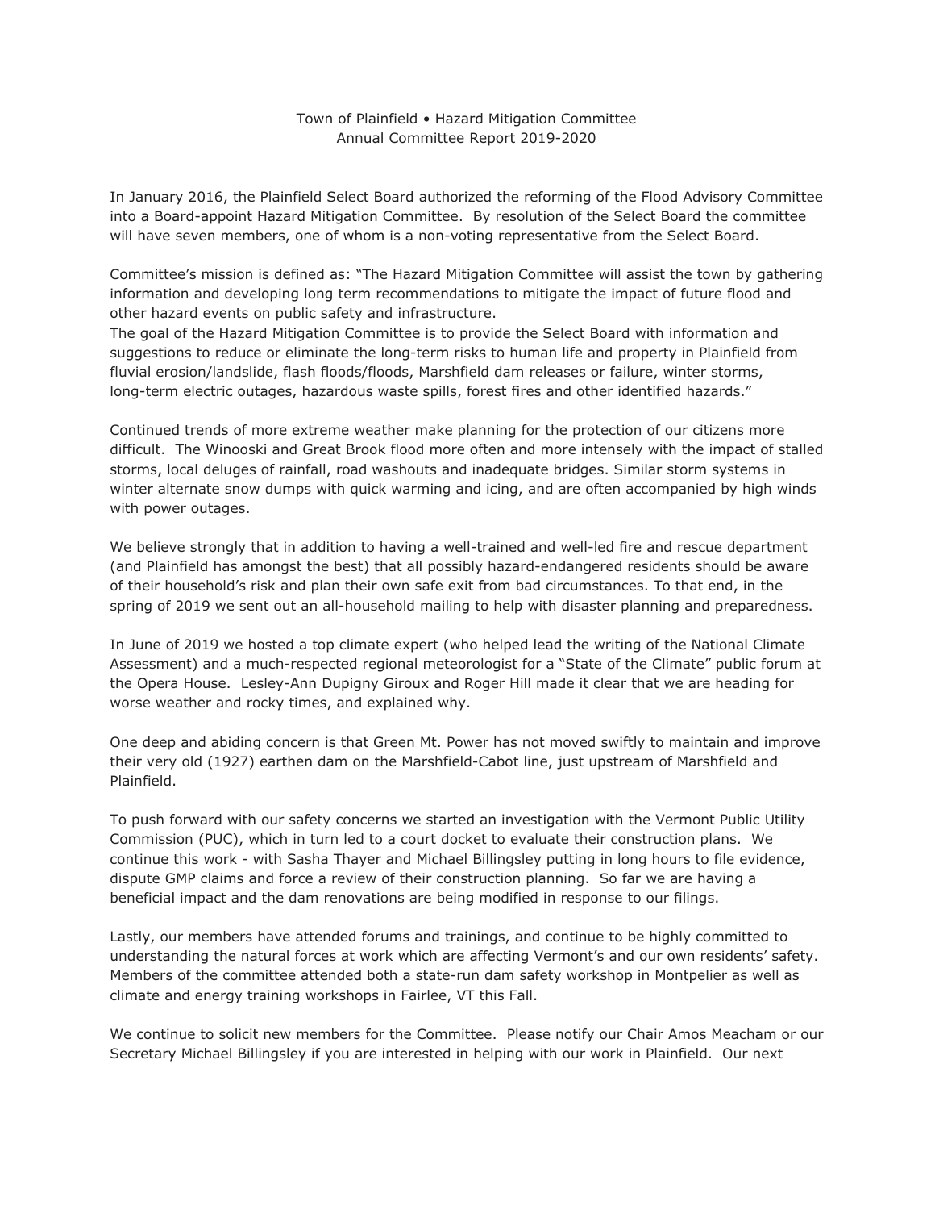Town of Plainfield • Hazard Mitigation Committee
Annual Committee Report 2019-2020

In January 2016, the Plainfield Select Board authorized the reforming of the Flood Advisory Committee into a Board-appoint Hazard Mitigation Committee. By resolution of the Select Board the committee will have seven members, one of whom is a non-voting representative from the Select Board.

Committee's mission is defined as: "The Hazard Mitigation Committee will assist the town by gathering information and developing long term recommendations to mitigate the impact of future flood and other hazard events on public safety and infrastructure.
The goal of the Hazard Mitigation Committee is to provide the Select Board with information and suggestions to reduce or eliminate the long-term risks to human life and property in Plainfield from fluvial erosion/landslide, flash floods/floods, Marshfield dam releases or failure, winter storms, long-term electric outages, hazardous waste spills, forest fires and other identified hazards."

Continued trends of more extreme weather make planning for the protection of our citizens more difficult. The Winooski and Great Brook flood more often and more intensely with the impact of stalled storms, local deluges of rainfall, road washouts and inadequate bridges. Similar storm systems in winter alternate snow dumps with quick warming and icing, and are often accompanied by high winds with power outages.

We believe strongly that in addition to having a well-trained and well-led fire and rescue department (and Plainfield has amongst the best) that all possibly hazard-endangered residents should be aware of their household's risk and plan their own safe exit from bad circumstances. To that end, in the spring of 2019 we sent out an all-household mailing to help with disaster planning and preparedness.

In June of 2019 we hosted a top climate expert (who helped lead the writing of the National Climate Assessment) and a much-respected regional meteorologist for a "State of the Climate" public forum at the Opera House. Lesley-Ann Dupigny Giroux and Roger Hill made it clear that we are heading for worse weather and rocky times, and explained why.

One deep and abiding concern is that Green Mt. Power has not moved swiftly to maintain and improve their very old (1927) earthen dam on the Marshfield-Cabot line, just upstream of Marshfield and Plainfield.

To push forward with our safety concerns we started an investigation with the Vermont Public Utility Commission (PUC), which in turn led to a court docket to evaluate their construction plans. We continue this work - with Sasha Thayer and Michael Billingsley putting in long hours to file evidence, dispute GMP claims and force a review of their construction planning. So far we are having a beneficial impact and the dam renovations are being modified in response to our filings.

Lastly, our members have attended forums and trainings, and continue to be highly committed to understanding the natural forces at work which are affecting Vermont's and our own residents' safety. Members of the committee attended both a state-run dam safety workshop in Montpelier as well as climate and energy training workshops in Fairlee, VT this Fall.

We continue to solicit new members for the Committee. Please notify our Chair Amos Meacham or our Secretary Michael Billingsley if you are interested in helping with our work in Plainfield. Our next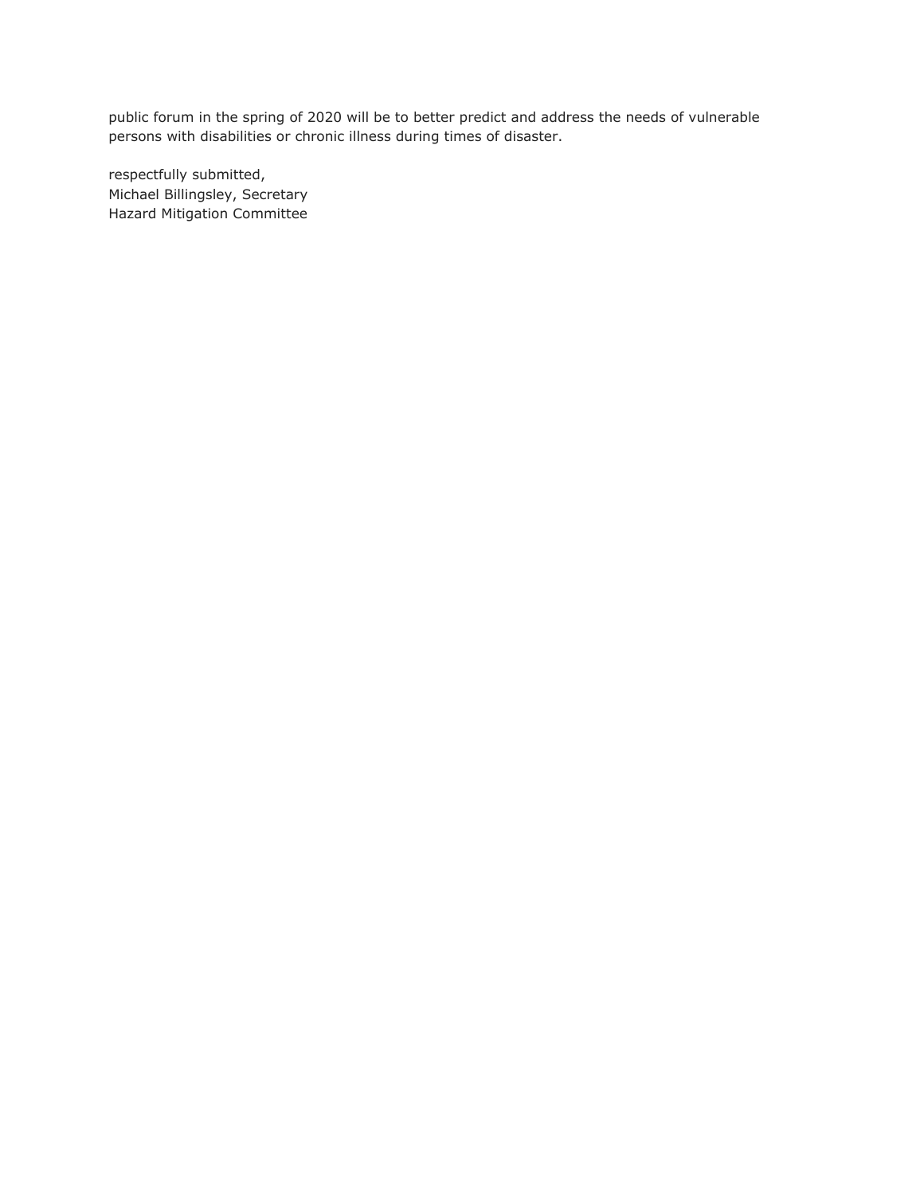public forum in the spring of 2020 will be to better predict and address the needs of vulnerable persons with disabilities or chronic illness during times of disaster.

respectfully submitted,
Michael Billingsley, Secretary
Hazard Mitigation Committee